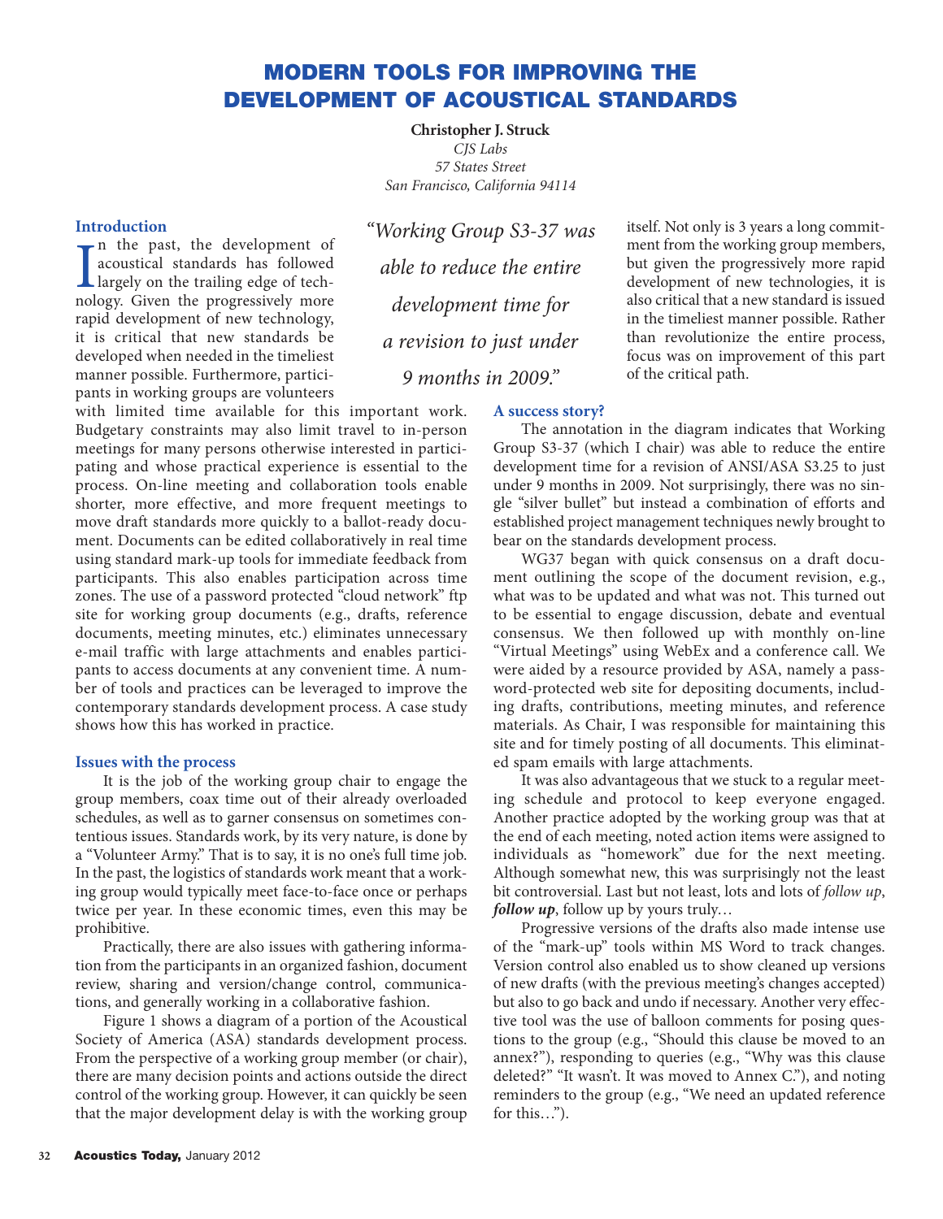# MODERN TOOLS FOR IMPROVING THE DEVELOPMENT OF ACOUSTICAL STANDARDS

**Christopher J. Struck**

*CJS Labs*
*57 States Street*
*San Francisco, California 94114*

## Introduction

In the past, the development of acoustical standards has followed largely on the trailing edge of technology. Given the progressively more rapid development of new technology, it is critical that new standards be developed when needed in the timeliest manner possible. Furthermore, participants in working groups are volunteers with limited time available for this important work. Budgetary constraints may also limit travel to in-person meetings for many persons otherwise interested in participating and whose practical experience is essential to the process. On-line meeting and collaboration tools enable shorter, more effective, and more frequent meetings to move draft standards more quickly to a ballot-ready document. Documents can be edited collaboratively in real time using standard mark-up tools for immediate feedback from participants. This also enables participation across time zones. The use of a password protected "cloud network" ftp site for working group documents (e.g., drafts, reference documents, meeting minutes, etc.) eliminates unnecessary e-mail traffic with large attachments and enables participants to access documents at any convenient time. A number of tools and practices can be leveraged to improve the contemporary standards development process. A case study shows how this has worked in practice.

> *"Working Group S3-37 was able to reduce the entire development time for a revision to just under 9 months in 2009."*

## Issues with the process

It is the job of the working group chair to engage the group members, coax time out of their already overloaded schedules, as well as to garner consensus on sometimes contentious issues. Standards work, by its very nature, is done by a "Volunteer Army." That is to say, it is no one's full time job. In the past, the logistics of standards work meant that a working group would typically meet face-to-face once or perhaps twice per year. In these economic times, even this may be prohibitive.

Practically, there are also issues with gathering information from the participants in an organized fashion, document review, sharing and version/change control, communications, and generally working in a collaborative fashion.

Figure 1 shows a diagram of a portion of the Acoustical Society of America (ASA) standards development process. From the perspective of a working group member (or chair), there are many decision points and actions outside the direct control of the working group. However, it can quickly be seen that the major development delay is with the working group itself. Not only is 3 years a long commitment from the working group members, but given the progressively more rapid development of new technologies, it is also critical that a new standard is issued in the timeliest manner possible. Rather than revolutionize the entire process, focus was on improvement of this part of the critical path.

## A success story?

The annotation in the diagram indicates that Working Group S3-37 (which I chair) was able to reduce the entire development time for a revision of ANSI/ASA S3.25 to just under 9 months in 2009. Not surprisingly, there was no single "silver bullet" but instead a combination of efforts and established project management techniques newly brought to bear on the standards development process.

WG37 began with quick consensus on a draft document outlining the scope of the document revision, e.g., what was to be updated and what was not. This turned out to be essential to engage discussion, debate and eventual consensus. We then followed up with monthly on-line "Virtual Meetings" using WebEx and a conference call. We were aided by a resource provided by ASA, namely a password-protected web site for depositing documents, including drafts, contributions, meeting minutes, and reference materials. As Chair, I was responsible for maintaining this site and for timely posting of all documents. This eliminated spam emails with large attachments.

It was also advantageous that we stuck to a regular meeting schedule and protocol to keep everyone engaged. Another practice adopted by the working group was that at the end of each meeting, noted action items were assigned to individuals as "homework" due for the next meeting. Although somewhat new, this was surprisingly not the least bit controversial. Last but not least, lots and lots of *follow up*, ***follow up***, follow up by yours truly…

Progressive versions of the drafts also made intense use of the "mark-up" tools within MS Word to track changes. Version control also enabled us to show cleaned up versions of new drafts (with the previous meeting's changes accepted) but also to go back and undo if necessary. Another very effective tool was the use of balloon comments for posing questions to the group (e.g., "Should this clause be moved to an annex?"), responding to queries (e.g., "Why was this clause deleted?" "It wasn't. It was moved to Annex C."), and noting reminders to the group (e.g., "We need an updated reference for this…").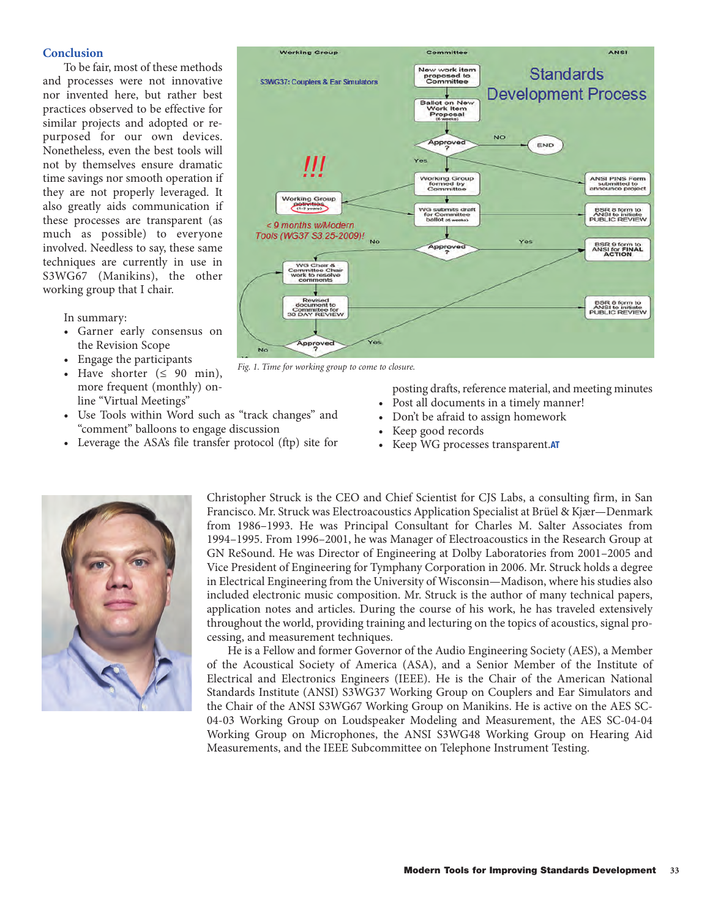## Conclusion

To be fair, most of these methods and processes were not innovative nor invented here, but rather best practices observed to be effective for similar projects and adopted or re-purposed for our own devices. Nonetheless, even the best tools will not by themselves ensure dramatic time savings nor smooth operation if they are not properly leveraged. It also greatly aids communication if these processes are transparent (as much as possible) to everyone involved. Needless to say, these same techniques are currently in use in S3WG67 (Manikins), the other working group that I chair.

In summary:

- Garner early consensus on the Revision Scope
- Engage the participants
- Have shorter (≤ 90 min), more frequent (monthly) on-line "Virtual Meetings"
- Use Tools within Word such as "track changes" and "comment" balloons to engage discussion
- Leverage the ASA's file transfer protocol (ftp) site for posting drafts, reference material, and meeting minutes
- Post all documents in a timely manner!
- Don't be afraid to assign homework
- Keep good records
- Keep WG processes transparent.

Working Group
Committee
ANSI
S3WG37: Couplers & Ear Simulators
Standards Development Process
New work item proposed to Committee
Ballot on New Work Item Proposal (6 weeks)
Approved ?
NO
END
Yes
!!!
Working Group formed by Committee
ANSI PINS Form submitted to announce project
Working Group activities (1-2 years)
WG submits draft for Committee ballot (6 weeks)
BSR 8 form to ANSI to initiate PUBLIC REVIEW
< 9 months w/Modern Tools (WG37 S3.25-2009)!
No
Approved ?
Yes
BSR 9 form to ANSI for FINAL ACTION
WG Chair & Committee Chair work to resolve comments
Revised document to Committee for 30 DAY REVIEW
BSR 8 form to ANSI to initiate PUBLIC REVIEW
Approved ?
Yes
No

*Fig. 1. Time for working group to come to closure.*

Christopher Struck is the CEO and Chief Scientist for CJS Labs, a consulting firm, in San Francisco. Mr. Struck was Electroacoustics Application Specialist at Brüel & Kjær—Denmark from 1986–1993. He was Principal Consultant for Charles M. Salter Associates from 1994–1995. From 1996–2001, he was Manager of Electroacoustics in the Research Group at GN ReSound. He was Director of Engineering at Dolby Laboratories from 2001–2005 and Vice President of Engineering for Typhany Corporation in 2006. Mr. Struck holds a degree in Electrical Engineering from the University of Wisconsin—Madison, where his studies also included electronic music composition. Mr. Struck is the author of many technical papers, application notes and articles. During the course of his work, he has traveled extensively throughout the world, providing training and lecturing on the topics of acoustics, signal processing, and measurement techniques.

He is a Fellow and former Governor of the Audio Engineering Society (AES), a Member of the Acoustical Society of America (ASA), and a Senior Member of the Institute of Electrical and Electronics Engineers (IEEE). He is the Chair of the American National Standards Institute (ANSI) S3WG37 Working Group on Couplers and Ear Simulators and the Chair of the ANSI S3WG67 Working Group on Manikins. He is active on the AES SC-04-03 Working Group on Loudspeaker Modeling and Measurement, the AES SC-04-04 Working Group on Microphones, the ANSI S3WG48 Working Group on Hearing Aid Measurements, and the IEEE Subcommittee on Telephone Instrument Testing.